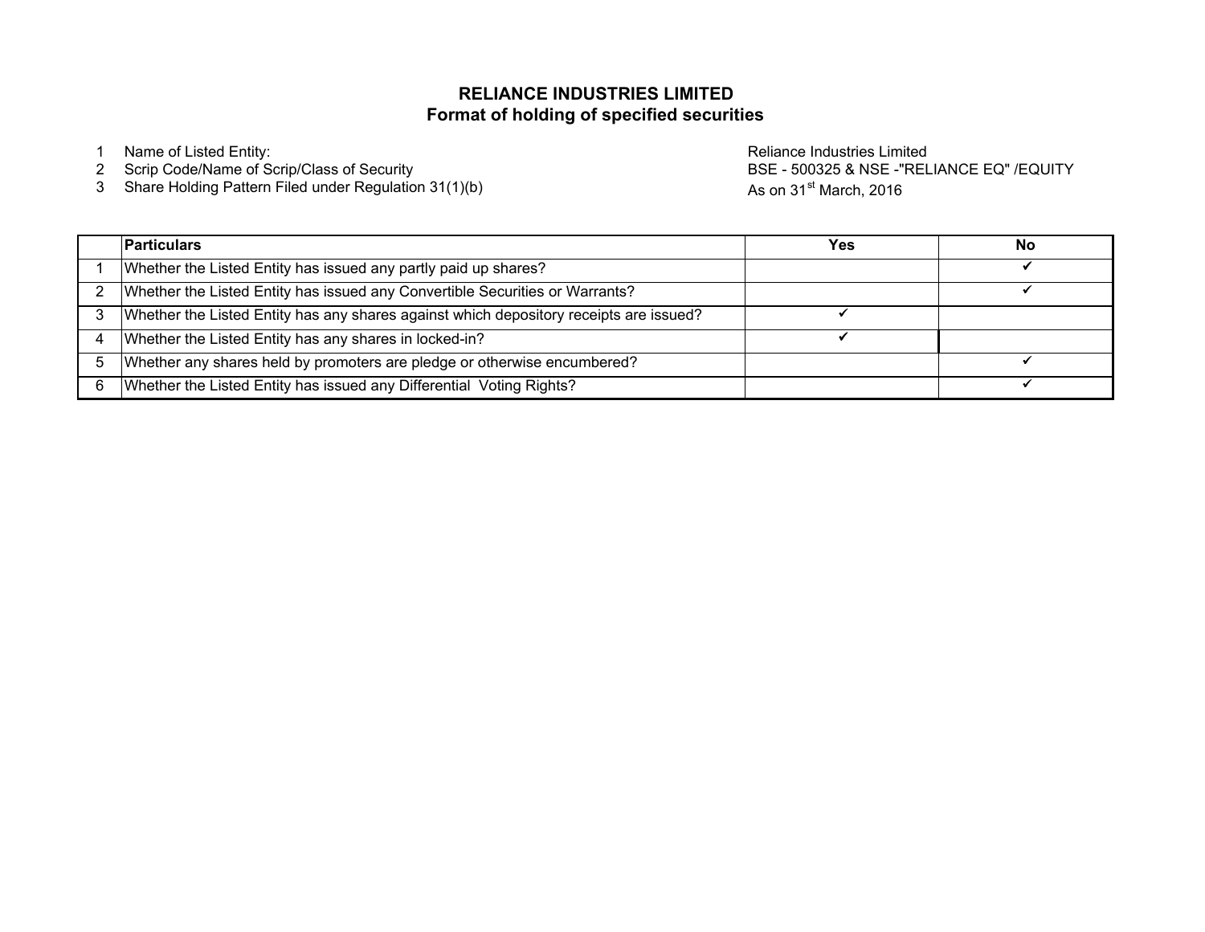# RELIANCE INDUSTRIES LIMITED
## Format of holding of specified securities

| | | |
|---|---|---|
| 1 | Name of Listed Entity: | Reliance Industries Limited |
| 2 | Scrip Code/Name of Scrip/Class of Security | BSE - 500325 & NSE -"RELIANCE EQ" /EQUITY |
| 3 | Share Holding Pattern Filed under Regulation 31(1)(b) | As on 31st March, 2016 |

| | Particulars | Yes | No |
|---|---|---|---|
| 1 | Whether the Listed Entity has issued any partly paid up shares? | | ✔ |
| 2 | Whether the Listed Entity has issued any Convertible Securities or Warrants? | | ✔ |
| 3 | Whether the Listed Entity has any shares against which depository receipts are issued? | ✔ | |
| 4 | Whether the Listed Entity has any shares in locked-in? | ✔ | |
| 5 | Whether any shares held by promoters are pledge or otherwise encumbered? | | ✔ |
| 6 | Whether the Listed Entity has issued any Differential Voting Rights? | | ✔ |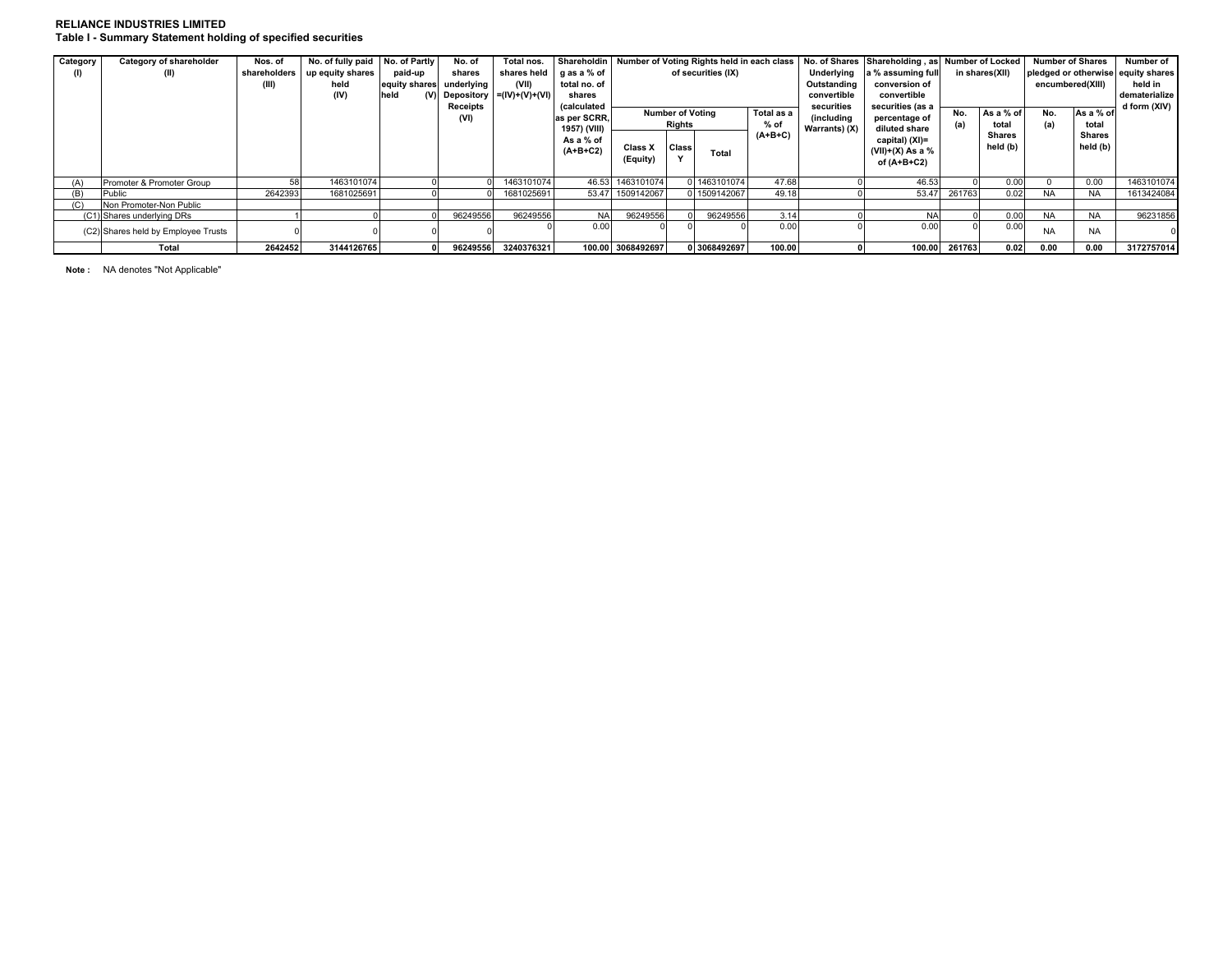**RELIANCE INDUSTRIES LIMITED**

**Table I - Summary Statement holding of specified securities**

| Category (I) | Category of shareholder (II) | Nos. of shareholders (III) | No. of fully paid up equity shares held (IV) | No. of Partly paid-up equity shares held (V) | No. of shares underlying Depository Receipts (VI) | Total nos. shares held (VII) =(IV)+(V)+(VI) | Shareholding as a % of total no. of shares (calculated as per SCRR, 1957) (VIII) As a % of (A+B+C2) | Number of Voting Rights held in each class of securities (IX) | | | | No. of Shares Underlying Outstanding convertible securities (including Warrants) (X) | Shareholding , as a % assuming full conversion of convertible securities (as a percentage of diluted share capital) (XI)= (VII)+(X) As a % of (A+B+C2) | Number of Locked in shares(XII) | | Number of Shares pledged or otherwise encumbered(XIII) | | Number of equity shares held in dematerialized form (XIV) |
|---|---|---|---|---|---|---|---|---|---|---|---|---|---|---|---|---|---|---|
| | | | | | | | | Number of Voting Rights | | | Total as a % of (A+B+C) | | | No. (a) | As a % of total Shares held (b) | No. (a) | As a % of total Shares held (b) | |
| | | | | | | | | Class X (Equity) | Class Y | Total | | | | | | | | |
| (A) | Promoter & Promoter Group | 58 | 1463101074 | 0 | 0 | 1463101074 | 46.53 | 1463101074 | 0 | 1463101074 | 47.68 | 0 | 46.53 | 0 | 0.00 | 0 | 0.00 | 1463101074 |
| (B) | Public | 2642393 | 1681025691 | 0 | 0 | 1681025691 | 53.47 | 1509142067 | 0 | 1509142067 | 49.18 | 0 | 53.47 | 261763 | 0.02 | NA | NA | 1613424084 |
| (C) | Non Promoter-Non Public | | | | | | | | | | | | | | | | | |
| (C1) | Shares underlying DRs | 1 | 0 | 0 | 96249556 | 96249556 | NA | 96249556 | 0 | 96249556 | 3.14 | 0 | NA | 0 | 0.00 | NA | NA | 96231856 |
| (C2) | Shares held by Employee Trusts | 0 | 0 | 0 | 0 | 0 | 0.00 | 0 | 0 | 0 | 0.00 | 0 | 0.00 | 0 | 0.00 | NA | NA | 0 |
| | **Total** | **2642452** | **3144126765** | **0** | **96249556** | **3240376321** | **100.00** | **3068492697** | **0** | **3068492697** | **100.00** | **0** | **100.00** | **261763** | **0.02** | **0.00** | **0.00** | **3172757014** |

**Note :** NA denotes "Not Applicable"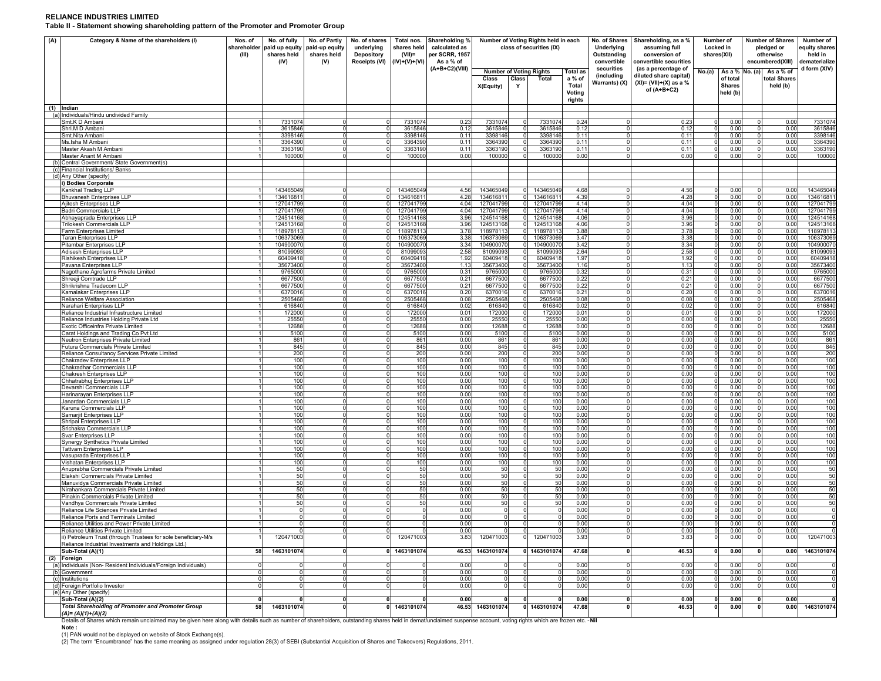**RELIANCE INDUSTRIES LIMITED**

**Table II - Statement showing shareholding pattern of the Promoter and Promoter Group**

| (A) | Category & Name of the shareholders (I) | Nos. of shareholder (III) | No. of fully paid up equity shares held (IV) | No. of Partly paid-up equity shares held (V) | No. of shares underlying Depository Receipts (VI) | Total nos. shares held (VII)= (IV)+(V)+(VI) | Shareholding % calculated as per SCRR, 1957 As a % of (A+B+C2)(VIII) | Number of Voting Rights held in each class of securities (IX) | | | | No. of Shares Underlying Outstanding convertible securities (including Warrants) (X) | Shareholding, as a % assuming full conversion of convertible securities (as a percentage of diluted share capital) (XI)= (VII)+(X) as a % of (A+B+C2) | Number of Locked in shares(XII) | | Number of Shares pledged or otherwise encumbered(XIII) | | Number of equity shares held in dematerialize d form (XIV) |
|---|---|---|---|---|---|---|---|---|---|---|---|---|---|---|---|---|---|---|
| | | | | | | | | Number of Voting Rights | | | Total as a % of Total Voting rights | | | No.(a) | As a % of total Shares held (b) | No. (a) | As a % of total Shares held (b) | |
| | | | | | | | | Class X(Equity) | Class Y | Total | | | | | | | | |
| (1) | Indian | | | | | | | | | | | | | | | | | |
| (a) | Individuals/Hindu undivided Family | | | | | | | | | | | | | | | | | |
| | Smt.K D Ambani | 1 | 7331074 | 0 | 0 | 7331074 | 0.23 | 7331074 | 0 | 7331074 | 0.24 | 0 | 0.23 | 0 | 0.00 | 0 | 0.00 | 7331074 |
| | Shri.M D Ambani | 1 | 3615846 | 0 | 0 | 3615846 | 0.12 | 3615846 | 0 | 3615846 | 0.12 | 0 | 0.12 | 0 | 0.00 | 0 | 0.00 | 3615846 |
| | Smt.Nita Ambani | 1 | 3398146 | 0 | 0 | 3398146 | 0.11 | 3398146 | 0 | 3398146 | 0.11 | 0 | 0.11 | 0 | 0.00 | 0 | 0.00 | 3398146 |
| | Ms.Isha M Ambani | 1 | 3364390 | 0 | 0 | 3364390 | 0.11 | 3364390 | 0 | 3364390 | 0.11 | 0 | 0.11 | 0 | 0.00 | 0 | 0.00 | 3364390 |
| | Master Akash M Ambani | 1 | 3363190 | 0 | 0 | 3363190 | 0.11 | 3363190 | 0 | 3363190 | 0.11 | 0 | 0.11 | 0 | 0.00 | 0 | 0.00 | 3363190 |
| | Master Anant M Ambani | 1 | 100000 | 0 | 0 | 100000 | 0.00 | 100000 | 0 | 100000 | 0.00 | 0 | 0.00 | 0 | 0.00 | 0 | 0.00 | 100000 |
| (b) | Central Government/ State Government(s) | | | | | | | | | | | | | | | | | |
| (c) | Financial Institutions/ Banks | | | | | | | | | | | | | | | | | |
| (d) | Any Other (specify) | | | | | | | | | | | | | | | | | |
| | i) Bodies Corporate | | | | | | | | | | | | | | | | | |
| | Kankhal Trading LLP | 1 | 143465049 | 0 | 0 | 143465049 | 4.56 | 143465049 | 0 | 143465049 | 4.68 | 0 | 4.56 | 0 | 0.00 | 0 | 0.00 | 143465049 |
| | Bhuvanesh Enterprises LLP | 1 | 134616811 | 0 | 0 | 134616811 | 4.28 | 134616811 | 0 | 134616811 | 4.39 | 0 | 4.28 | 0 | 0.00 | 0 | 0.00 | 134616811 |
| | Ajitesh Enterprises LLP | 1 | 127041799 | 0 | 0 | 127041799 | 4.04 | 127041799 | 0 | 127041799 | 4.14 | 0 | 4.04 | 0 | 0.00 | 0 | 0.00 | 127041799 |
| | Badri Commercials LLP | 1 | 127041799 | 0 | 0 | 127041799 | 4.04 | 127041799 | 0 | 127041799 | 4.14 | 0 | 4.04 | 0 | 0.00 | 0 | 0.00 | 127041799 |
| | Abhayaprada Enterprises LLP | 1 | 124514168 | 0 | 0 | 124514168 | 3.96 | 124514168 | 0 | 124514168 | 4.06 | 0 | 3.96 | 0 | 0.00 | 0 | 0.00 | 124514168 |
| | Trilokesh Commercials LLP | 1 | 124513168 | 0 | 0 | 124513168 | 3.96 | 124513168 | 0 | 124513168 | 4.06 | 0 | 3.96 | 0 | 0.00 | 0 | 0.00 | 124513168 |
| | Farm Enterprises Limited | 1 | 118978113 | 0 | 0 | 118978113 | 3.78 | 118978113 | 0 | 118978113 | 3.88 | 0 | 3.78 | 0 | 0.00 | 0 | 0.00 | 118978113 |
| | Taran Enterprises LLP | 1 | 106373069 | 0 | 0 | 106373069 | 3.38 | 106373069 | 0 | 106373069 | 3.47 | 0 | 3.38 | 0 | 0.00 | 0 | 0.00 | 106373069 |
| | Pitambar Enterprises LLP | 1 | 104900070 | 0 | 0 | 104900070 | 3.34 | 104900070 | 0 | 104900070 | 3.42 | 0 | 3.34 | 0 | 0.00 | 0 | 0.00 | 104900070 |
| | Adisesh Enterprises LLP | 1 | 81099093 | 0 | 0 | 81099093 | 2.58 | 81099093 | 0 | 81099093 | 2.64 | 0 | 2.58 | 0 | 0.00 | 0 | 0.00 | 81099093 |
| | Rishikesh Enterprises LLP | 1 | 60409418 | 0 | 0 | 60409418 | 1.92 | 60409418 | 0 | 60409418 | 1.97 | 0 | 1.92 | 0 | 0.00 | 0 | 0.00 | 60409418 |
| | Pavana Enterprises LLP | 1 | 35673400 | 0 | 0 | 35673400 | 1.13 | 35673400 | 0 | 35673400 | 1.16 | 0 | 1.13 | 0 | 0.00 | 0 | 0.00 | 35673400 |
| | Nagothane Agrofarms Private Limited | 1 | 9765000 | 0 | 0 | 9765000 | 0.31 | 9765000 | 0 | 9765000 | 0.32 | 0 | 0.31 | 0 | 0.00 | 0 | 0.00 | 9765000 |
| | Shreeji Comtrade LLP | 1 | 6677500 | 0 | 0 | 6677500 | 0.21 | 6677500 | 0 | 6677500 | 0.22 | 0 | 0.21 | 0 | 0.00 | 0 | 0.00 | 6677500 |
| | Shrikrishna Tradecom LLP | 1 | 6677500 | 0 | 0 | 6677500 | 0.21 | 6677500 | 0 | 6677500 | 0.22 | 0 | 0.21 | 0 | 0.00 | 0 | 0.00 | 6677500 |
| | Kamalakar Enterprises LLP | 1 | 6370016 | 0 | 0 | 6370016 | 0.20 | 6370016 | 0 | 6370016 | 0.21 | 0 | 0.20 | 0 | 0.00 | 0 | 0.00 | 6370016 |
| | Reliance Welfare Association | 1 | 2505468 | 0 | 0 | 2505468 | 0.08 | 2505468 | 0 | 2505468 | 0.08 | 0 | 0.08 | 0 | 0.00 | 0 | 0.00 | 2505468 |
| | Narahari Enterprises LLP | 1 | 616840 | 0 | 0 | 616840 | 0.02 | 616840 | 0 | 616840 | 0.02 | 0 | 0.02 | 0 | 0.00 | 0 | 0.00 | 616840 |
| | Reliance Industrial Infrastructure Limited | 1 | 172000 | 0 | 0 | 172000 | 0.01 | 172000 | 0 | 172000 | 0.01 | 0 | 0.01 | 0 | 0.00 | 0 | 0.00 | 172000 |
| | Reliance Industries Holding Private Ltd | 1 | 25550 | 0 | 0 | 25550 | 0.00 | 25550 | 0 | 25550 | 0.00 | 0 | 0.00 | 0 | 0.00 | 0 | 0.00 | 25550 |
| | Exotic Officeinfra Private Limited | 1 | 12688 | 0 | 0 | 12688 | 0.00 | 12688 | 0 | 12688 | 0.00 | 0 | 0.00 | 0 | 0.00 | 0 | 0.00 | 12688 |
| | Carat Holdings and Trading Co Pvt Ltd | 1 | 5100 | 0 | 0 | 5100 | 0.00 | 5100 | 0 | 5100 | 0.00 | 0 | 0.00 | 0 | 0.00 | 0 | 0.00 | 5100 |
| | Neutron Enterprises Private Limited | 1 | 861 | 0 | 0 | 861 | 0.00 | 861 | 0 | 861 | 0.00 | 0 | 0.00 | 0 | 0.00 | 0 | 0.00 | 861 |
| | Futura Commercials Private Limited | 1 | 845 | 0 | 0 | 845 | 0.00 | 845 | 0 | 845 | 0.00 | 0 | 0.00 | 0 | 0.00 | 0 | 0.00 | 845 |
| | Reliance Consultancy Services Private Limited | 1 | 200 | 0 | 0 | 200 | 0.00 | 200 | 0 | 200 | 0.00 | 0 | 0.00 | 0 | 0.00 | 0 | 0.00 | 200 |
| | Chakradev Enterprises LLP | 1 | 100 | 0 | 0 | 100 | 0.00 | 100 | 0 | 100 | 0.00 | 0 | 0.00 | 0 | 0.00 | 0 | 0.00 | 100 |
| | Chakradhar Commercials LLP | 1 | 100 | 0 | 0 | 100 | 0.00 | 100 | 0 | 100 | 0.00 | 0 | 0.00 | 0 | 0.00 | 0 | 0.00 | 100 |
| | Chakresh Enterprises LLP | 1 | 100 | 0 | 0 | 100 | 0.00 | 100 | 0 | 100 | 0.00 | 0 | 0.00 | 0 | 0.00 | 0 | 0.00 | 100 |
| | Chhatrabhuj Enterprises LLP | 1 | 100 | 0 | 0 | 100 | 0.00 | 100 | 0 | 100 | 0.00 | 0 | 0.00 | 0 | 0.00 | 0 | 0.00 | 100 |
| | Devarshi Commercials LLP | 1 | 100 | 0 | 0 | 100 | 0.00 | 100 | 0 | 100 | 0.00 | 0 | 0.00 | 0 | 0.00 | 0 | 0.00 | 100 |
| | Harinarayan Enterprises LLP | 1 | 100 | 0 | 0 | 100 | 0.00 | 100 | 0 | 100 | 0.00 | 0 | 0.00 | 0 | 0.00 | 0 | 0.00 | 100 |
| | Janardan Commercials LLP | 1 | 100 | 0 | 0 | 100 | 0.00 | 100 | 0 | 100 | 0.00 | 0 | 0.00 | 0 | 0.00 | 0 | 0.00 | 100 |
| | Karuna Commercials LLP | 1 | 100 | 0 | 0 | 100 | 0.00 | 100 | 0 | 100 | 0.00 | 0 | 0.00 | 0 | 0.00 | 0 | 0.00 | 100 |
| | Samarjit Enterprises LLP | 1 | 100 | 0 | 0 | 100 | 0.00 | 100 | 0 | 100 | 0.00 | 0 | 0.00 | 0 | 0.00 | 0 | 0.00 | 100 |
| | Shripal Enterprises LLP | 1 | 100 | 0 | 0 | 100 | 0.00 | 100 | 0 | 100 | 0.00 | 0 | 0.00 | 0 | 0.00 | 0 | 0.00 | 100 |
| | Srichakra Commercials LLP | 1 | 100 | 0 | 0 | 100 | 0.00 | 100 | 0 | 100 | 0.00 | 0 | 0.00 | 0 | 0.00 | 0 | 0.00 | 100 |
| | Svar Enterprises LLP | 1 | 100 | 0 | 0 | 100 | 0.00 | 100 | 0 | 100 | 0.00 | 0 | 0.00 | 0 | 0.00 | 0 | 0.00 | 100 |
| | Synergy Synthetics Private Limited | 1 | 100 | 0 | 0 | 100 | 0.00 | 100 | 0 | 100 | 0.00 | 0 | 0.00 | 0 | 0.00 | 0 | 0.00 | 100 |
| | Tattvam Enterprises LLP | 1 | 100 | 0 | 0 | 100 | 0.00 | 100 | 0 | 100 | 0.00 | 0 | 0.00 | 0 | 0.00 | 0 | 0.00 | 100 |
| | Vasuprada Enterprises LLP | 1 | 100 | 0 | 0 | 100 | 0.00 | 100 | 0 | 100 | 0.00 | 0 | 0.00 | 0 | 0.00 | 0 | 0.00 | 100 |
| | Vishatan Enterprises LLP | 1 | 100 | 0 | 0 | 100 | 0.00 | 100 | 0 | 100 | 0.00 | 0 | 0.00 | 0 | 0.00 | 0 | 0.00 | 100 |
| | Anuprabha Commercials Private Limited | 1 | 50 | 0 | 0 | 50 | 0.00 | 50 | 0 | 50 | 0.00 | 0 | 0.00 | 0 | 0.00 | 0 | 0.00 | 50 |
| | Elakshi Commercials Private Limited | 1 | 50 | 0 | 0 | 50 | 0.00 | 50 | 0 | 50 | 0.00 | 0 | 0.00 | 0 | 0.00 | 0 | 0.00 | 50 |
| | Manuvidya Commercials Private Limited | 1 | 50 | 0 | 0 | 50 | 0.00 | 50 | 0 | 50 | 0.00 | 0 | 0.00 | 0 | 0.00 | 0 | 0.00 | 50 |
| | Nirahankara Commercials Private Limited | 1 | 50 | 0 | 0 | 50 | 0.00 | 50 | 0 | 50 | 0.00 | 0 | 0.00 | 0 | 0.00 | 0 | 0.00 | 50 |
| | Pinakin Commercials Private Limited | 1 | 50 | 0 | 0 | 50 | 0.00 | 50 | 0 | 50 | 0.00 | 0 | 0.00 | 0 | 0.00 | 0 | 0.00 | 50 |
| | Vandhya Commercials Private Limited | 1 | 50 | 0 | 0 | 50 | 0.00 | 50 | 0 | 50 | 0.00 | 0 | 0.00 | 0 | 0.00 | 0 | 0.00 | 50 |
| | Reliance Life Sciences Private Limited | 1 | 0 | 0 | 0 | 0 | 0.00 | 0 | 0 | 0 | 0.00 | 0 | 0.00 | 0 | 0.00 | 0 | 0.00 | 0 |
| | Reliance Ports and Terminals Limited | 1 | 0 | 0 | 0 | 0 | 0.00 | 0 | 0 | 0 | 0.00 | 0 | 0.00 | 0 | 0.00 | 0 | 0.00 | 0 |
| | Reliance Utilities and Power Private Limited | 1 | 0 | 0 | 0 | 0 | 0.00 | 0 | 0 | 0 | 0.00 | 0 | 0.00 | 0 | 0.00 | 0 | 0.00 | 0 |
| | Reliance Utilities Private Limited | 1 | 0 | 0 | 0 | 0 | 0.00 | 0 | 0 | 0 | 0.00 | 0 | 0.00 | 0 | 0.00 | 0 | 0.00 | 0 |
| | ii) Petroleum Trust (through Trustees for sole beneficiary-M/s Reliance Industrial Investments and Holdings Ltd.) | 1 | 120471003 | 0 | 0 | 120471003 | 3.83 | 120471003 | 0 | 120471003 | 3.93 | 0 | 3.83 | 0 | 0.00 | 0 | 0.00 | 120471003 |
| | **Sub-Total (A)(1)** | **58** | **1463101074** | **0** | **0** | **1463101074** | **46.53** | **1463101074** | **0** | **1463101074** | **47.68** | **0** | **46.53** | **0** | **0.00** | **0** | **0.00** | **1463101074** |
| (2) | **Foreign** | | | | | | | | | | | | | | | | | |
| (a) | Individuals (Non- Resident Individuals/Foreign Individuals) | 0 | 0 | 0 | 0 | 0 | 0.00 | 0 | 0 | 0 | 0.00 | 0 | 0.00 | 0 | 0.00 | 0 | 0.00 | 0 |
| (b) | Government | 0 | 0 | 0 | 0 | 0 | 0.00 | 0 | 0 | 0 | 0.00 | 0 | 0.00 | 0 | 0.00 | 0 | 0.00 | 0 |
| (c) | Institutions | 0 | 0 | 0 | 0 | 0 | 0.00 | 0 | 0 | 0 | 0.00 | 0 | 0.00 | 0 | 0.00 | 0 | 0.00 | 0 |
| (d) | Foreign Portfolio Investor | 0 | 0 | 0 | 0 | 0 | 0.00 | 0 | 0 | 0 | 0.00 | 0 | 0.00 | 0 | 0.00 | 0 | 0.00 | 0 |
| (e) | Any Other (specify) | | | | | | | | | | | | | | | | | |
| | **Sub-Total (A)(2)** | **0** | **0** | **0** | **0** | **0** | **0.00** | **0** | **0** | **0** | **0.00** | **0** | **0.00** | **0** | **0.00** | **0** | **0.00** | **0** |
| | ***Total Shareholding of Promoter and Promoter Group (A)= (A)(1)+(A)(2)*** | **58** | **1463101074** | **0** | **0** | **1463101074** | **46.53** | **1463101074** | **0** | **1463101074** | **47.68** | **0** | **46.53** | **0** | **0.00** | **0** | **0.00** | **1463101074** |

Details of Shares which remain unclaimed may be given here along with details such as number of shareholders, outstanding shares held in demat/unclaimed suspense account, voting rights which are frozen etc. - **Nil**

**Note :**

(1) PAN would not be displayed on website of Stock Exchange(s).

(2) The term "Encumbrance" has the same meaning as assigned under regulation 28(3) of SEBI (Substantial Acquisition of Shares and Takeovers) Regulations, 2011.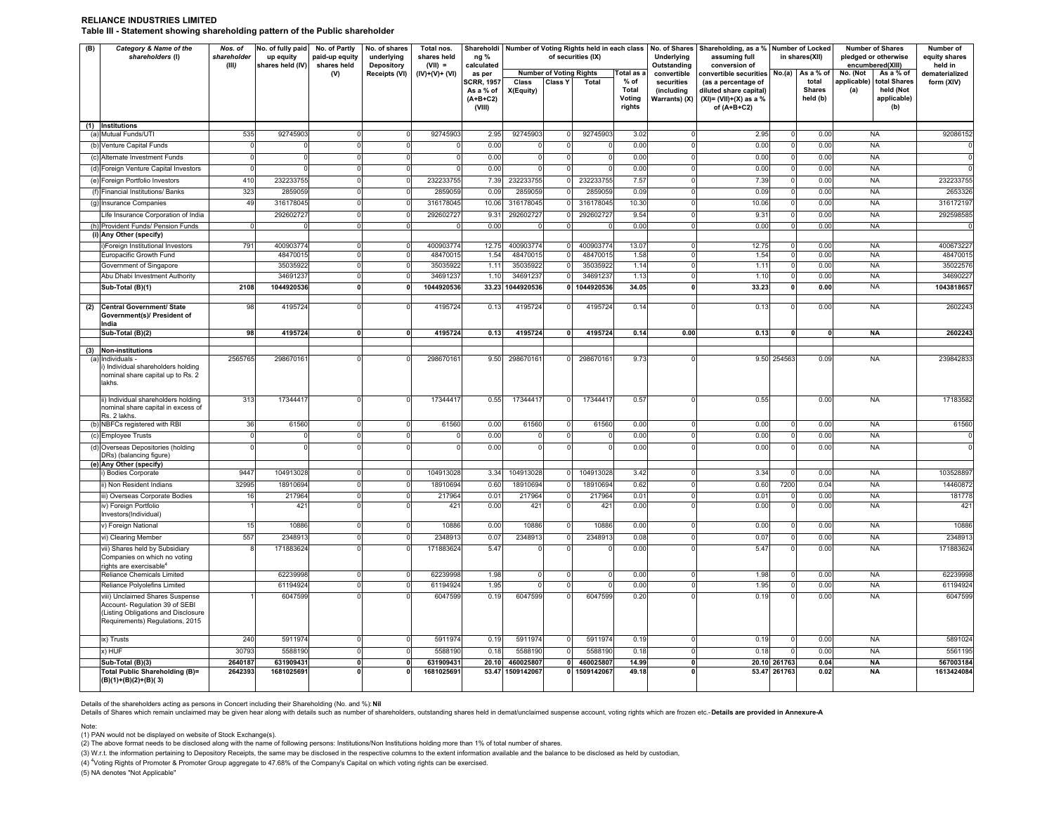**RELIANCE INDUSTRIES LIMITED**

**Table III - Statement showing shareholding pattern of the Public shareholder**

| (B) | Category & Name of the shareholders (I) | Nos. of shareholder (III) | No. of fully paid up equity shares held (IV) | No. of Partly paid-up equity shares held (V) | No. of shares underlying Depository Receipts (VI) | Total nos. shares held (VII) = (IV)+(V)+ (VI) | Shareholding % calculated as per SCRR, 1957 As a % of (A+B+C2) (VIII) | Number of Voting Rights held in each class of securities (IX) | | | | No. of Shares Underlying Outstanding convertible securities (including Warrants) (X) | Shareholding, as a % assuming full conversion of convertible securities (as a percentage of diluted share capital) (XI)= (VII)+(X) as a % of (A+B+C2) | Number of Locked in shares(XII) | | Number of Shares pledged or otherwise encumbered(XIII) | | Number of equity shares held in dematerialized form (XIV) |
|---|---|---|---|---|---|---|---|---|---|---|---|---|---|---|---|---|---|---|
| | | | | | | | | Number of Voting Rights | | | Total as a % of Total Voting rights | | | No.(a) | As a % of total Shares held (b) | No. (Not applicable) (a) | As a % of total Shares held (Not applicable) (b) | |
| | | | | | | | | Class X(Equity) | Class Y | Total | | | | | | | | |
| (1) | Institutions | | | | | | | | | | | | | | | | | |
| (a) | Mutual Funds/UTI | 535 | 92745903 | 0 | 0 | 92745903 | 2.95 | 92745903 | 0 | 92745903 | 3.02 | 0 | 2.95 | 0 | 0.00 | NA | | 92086152 |
| (b) | Venture Capital Funds | 0 | 0 | 0 | 0 | 0 | 0.00 | 0 | 0 | 0 | 0.00 | 0 | 0.00 | 0 | 0.00 | NA | | 0 |
| (c) | Alternate Investment Funds | 0 | 0 | 0 | 0 | 0 | 0.00 | 0 | 0 | 0 | 0.00 | 0 | 0.00 | 0 | 0.00 | NA | | 0 |
| (d) | Foreign Venture Capital Investors | 0 | 0 | 0 | 0 | 0 | 0.00 | 0 | 0 | 0 | 0.00 | 0 | 0.00 | 0 | 0.00 | NA | | 0 |
| (e) | Foreign Portfolio Investors | 410 | 232233755 | 0 | 0 | 232233755 | 7.39 | 232233755 | 0 | 232233755 | 7.57 | 0 | 7.39 | 0 | 0.00 | NA | | 232233755 |
| (f) | Financial Institutions/ Banks | 323 | 2859059 | 0 | 0 | 2859059 | 0.09 | 2859059 | 0 | 2859059 | 0.09 | 0 | 0.09 | 0 | 0.00 | NA | | 2653326 |
| (g) | Insurance Companies | 49 | 316178045 | 0 | 0 | 316178045 | 10.06 | 316178045 | 0 | 316178045 | 10.30 | 0 | 10.06 | 0 | 0.00 | NA | | 316172197 |
| | Life Insurance Corporation of India | | 292602727 | 0 | 0 | 292602727 | 9.31 | 292602727 | 0 | 292602727 | 9.54 | 0 | 9.31 | 0 | 0.00 | NA | | 292598585 |
| (h) | Provident Funds/ Pension Funds | 0 | 0 | 0 | 0 | 0 | 0.00 | 0 | 0 | 0 | 0.00 | 0 | 0.00 | 0 | 0.00 | NA | | 0 |
| (i) | Any Other (specify) | | | | | | | | | | | | | | | | | |
| | i)Foreign Institutional Investors | 791 | 400903774 | 0 | 0 | 400903774 | 12.75 | 400903774 | 0 | 400903774 | 13.07 | 0 | 12.75 | 0 | 0.00 | NA | | 400673227 |
| | Europacific Growth Fund | | 48470015 | 0 | 0 | 48470015 | 1.54 | 48470015 | 0 | 48470015 | 1.58 | 0 | 1.54 | 0 | 0.00 | NA | | 48470015 |
| | Government of Singapore | | 35035922 | 0 | 0 | 35035922 | 1.11 | 35035922 | 0 | 35035922 | 1.14 | 0 | 1.11 | 0 | 0.00 | NA | | 35022576 |
| | Abu Dhabi Investment Authority | | 34691237 | 0 | 0 | 34691237 | 1.10 | 34691237 | 0 | 34691237 | 1.13 | 0 | 1.10 | 0 | 0.00 | NA | | 34690227 |
| | **Sub-Total (B)(1)** | **2108** | **1044920536** | **0** | **0** | **1044920536** | **33.23** | **1044920536** | **0** | **1044920536** | **34.05** | **0** | **33.23** | **0** | **0.00** | NA | | **1043818657** |
| (2) | **Central Government/ State Government(s)/ President of India** | 98 | 4195724 | 0 | 0 | 4195724 | 0.13 | 4195724 | 0 | 4195724 | 0.14 | 0 | 0.13 | 0 | 0.00 | NA | | 2602243 |
| | **Sub-Total (B)(2)** | **98** | **4195724** | **0** | **0** | **4195724** | **0.13** | **4195724** | **0** | **4195724** | **0.14** | **0.00** | **0.13** | **0** | **0** | **NA** | | **2602243** |
| (3) | **Non-institutions** | | | | | | | | | | | | | | | | | |
| (a) | Individuals - i) Individual shareholders holding nominal share capital up to Rs. 2 lakhs. | 2565765 | 298670161 | 0 | 0 | 298670161 | 9.50 | 298670161 | 0 | 298670161 | 9.73 | 0 | 9.50 | 254563 | 0.09 | NA | | 239842833 |
| | ii) Individual shareholders holding nominal share capital in excess of Rs. 2 lakhs. | 313 | 17344417 | 0 | 0 | 17344417 | 0.55 | 17344417 | 0 | 17344417 | 0.57 | 0 | 0.55 | | 0.00 | NA | | 17183582 |
| (b) | NBFCs registered with RBI | 36 | 61560 | 0 | 0 | 61560 | 0.00 | 61560 | 0 | 61560 | 0.00 | 0 | 0.00 | 0 | 0.00 | NA | | 61560 |
| (c) | Employee Trusts | 0 | 0 | 0 | 0 | 0 | 0.00 | 0 | 0 | 0 | 0.00 | 0 | 0.00 | 0 | 0.00 | NA | | 0 |
| (d) | Overseas Depositories (holding DRs) (balancing figure) | 0 | 0 | 0 | 0 | 0 | 0.00 | 0 | 0 | 0 | 0.00 | 0 | 0.00 | 0 | 0.00 | NA | | 0 |
| (e) | Any Other (specify) | | | | | | | | | | | | | | | | | |
| | i) Bodies Corporate | 9447 | 104913028 | 0 | 0 | 104913028 | 3.34 | 104913028 | 0 | 104913028 | 3.42 | 0 | 3.34 | 0 | 0.00 | NA | | 103528897 |
| | ii) Non Resident Indians | 32995 | 18910694 | 0 | 0 | 18910694 | 0.60 | 18910694 | 0 | 18910694 | 0.62 | 0 | 0.60 | 7200 | 0.04 | NA | | 14460872 |
| | iii) Overseas Corporate Bodies | 16 | 217964 | 0 | 0 | 217964 | 0.01 | 217964 | 0 | 217964 | 0.01 | 0 | 0.01 | 0 | 0.00 | NA | | 181778 |
| | iv) Foreign Portfolio Investors(Individual) | 1 | 421 | 0 | 0 | 421 | 0.00 | 421 | 0 | 421 | 0.00 | 0 | 0.00 | 0 | 0.00 | NA | | 421 |
| | v) Foreign National | 15 | 10886 | 0 | 0 | 10886 | 0.00 | 10886 | 0 | 10886 | 0.00 | 0 | 0.00 | 0 | 0.00 | NA | | 10886 |
| | vi) Clearing Member | 557 | 2348913 | 0 | 0 | 2348913 | 0.07 | 2348913 | 0 | 2348913 | 0.08 | 0 | 0.07 | 0 | 0.00 | NA | | 2348913 |
| | vii) Shares held by Subsidiary Companies on which no voting rights are exercisable[4] | 8 | 171883624 | 0 | 0 | 171883624 | 5.47 | 0 | 0 | 0 | 0.00 | 0 | 5.47 | 0 | 0.00 | NA | | 171883624 |
| | Reliance Chemicals Limited | | 62239998 | 0 | 0 | 62239998 | 1.98 | 0 | 0 | 0 | 0.00 | 0 | 1.98 | 0 | 0.00 | NA | | 62239998 |
| | Reliance Polyolefins Limited | | 61194924 | 0 | 0 | 61194924 | 1.95 | 0 | 0 | 0 | 0.00 | 0 | 1.95 | 0 | 0.00 | NA | | 61194924 |
| | viii) Unclaimed Shares Suspense Account- Regulation 39 of SEBI (Listing Obligations and Disclosure Requirements) Regulations, 2015 | 1 | 6047599 | 0 | 0 | 6047599 | 0.19 | 6047599 | 0 | 6047599 | 0.20 | 0 | 0.19 | 0 | 0.00 | NA | | 6047599 |
| | ix) Trusts | 240 | 5911974 | 0 | 0 | 5911974 | 0.19 | 5911974 | 0 | 5911974 | 0.19 | 0 | 0.19 | 0 | 0.00 | NA | | 5891024 |
| | x) HUF | 30793 | 5588190 | 0 | 0 | 5588190 | 0.18 | 5588190 | 0 | 5588190 | 0.18 | 0 | 0.18 | 0 | 0.00 | NA | | 5561195 |
| | **Sub-Total (B)(3)** | **2640187** | **631909431** | **0** | **0** | **631909431** | **20.10** | **460025807** | **0** | **460025807** | **14.99** | **0** | **20.10** | **261763** | **0.04** | **NA** | | **567003184** |
| | **Total Public Shareholding (B)= (B)(1)+(B)(2)+(B)( 3)** | **2642393** | **1681025691** | **0** | **0** | **1681025691** | **53.47** | **1509142067** | **0** | **1509142067** | **49.18** | **0** | **53.47** | **261763** | **0.02** | **NA** | | **1613424084** |

Details of the shareholders acting as persons in Concert including their Shareholding (No. and %): **Nil**

Details of Shares which remain unclaimed may be given hear along with details such as number of shareholders, outstanding shares held in demat/unclaimed suspense account, voting rights which are frozen etc.- **Details are provided in Annexure-A**

Note:

(1) PAN would not be displayed on website of Stock Exchange(s).

(2) The above format needs to be disclosed along with the name of following persons: Institutions/Non Institutions holding more than 1% of total number of shares.

(3) W.r.t. the information pertaining to Depository Receipts, the same may be disclosed in the respective columns to the extent information available and the balance to be disclosed as held by custodian,

(4) [4]Voting Rights of Promoter & Promoter Group aggregate to 47.68% of the Company's Capital on which voting rights can be exercised.

(5) NA denotes "Not Applicable"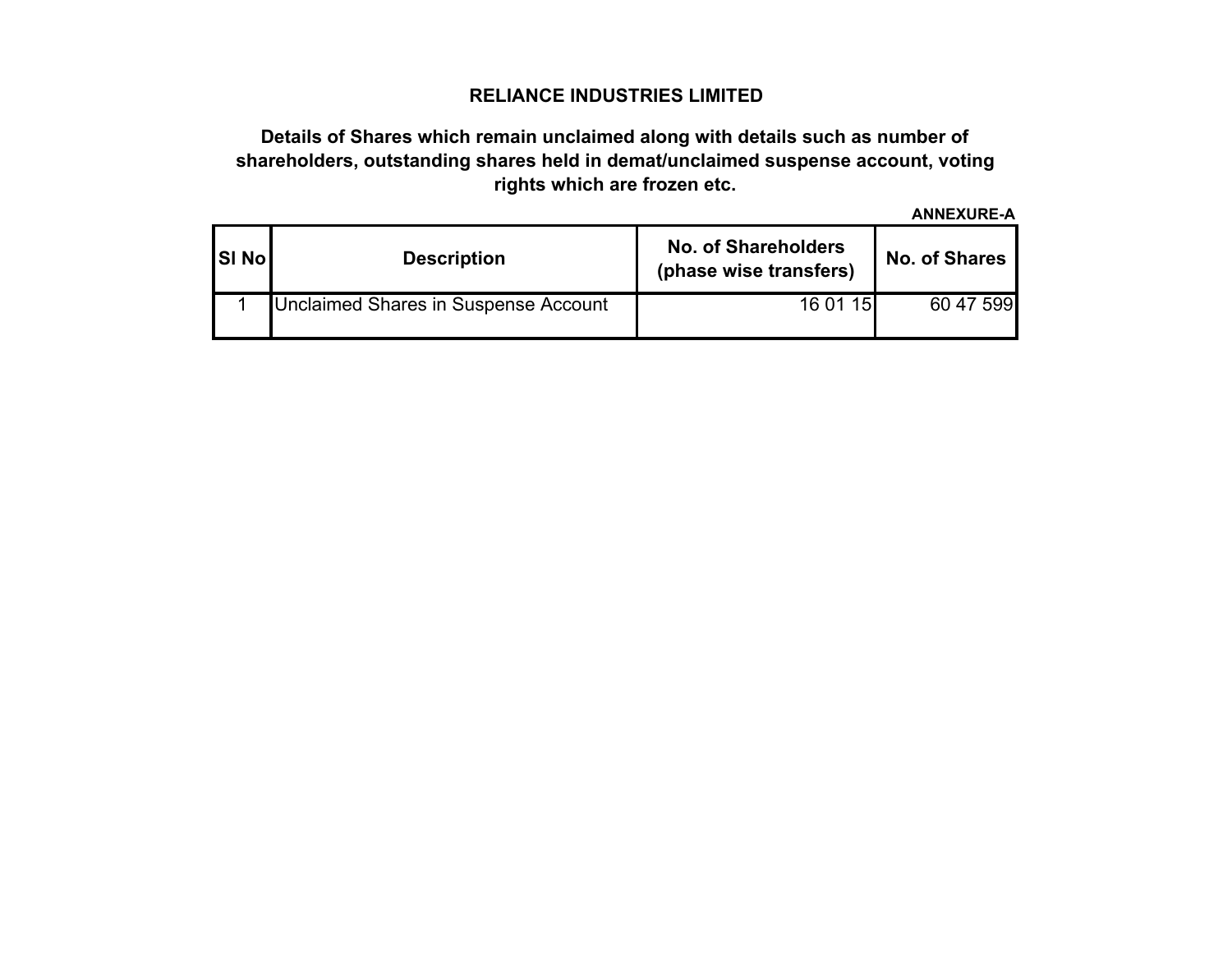# RELIANCE INDUSTRIES LIMITED

## Details of Shares which remain unclaimed along with details such as number of shareholders, outstanding shares held in demat/unclaimed suspense account, voting rights which are frozen etc.

**ANNEXURE-A**

| Sl No | Description | No. of Shareholders (phase wise transfers) | No. of Shares |
|---|---|---|---|
| 1 | Unclaimed Shares in Suspense Account | 16 01 15 | 60 47 599 |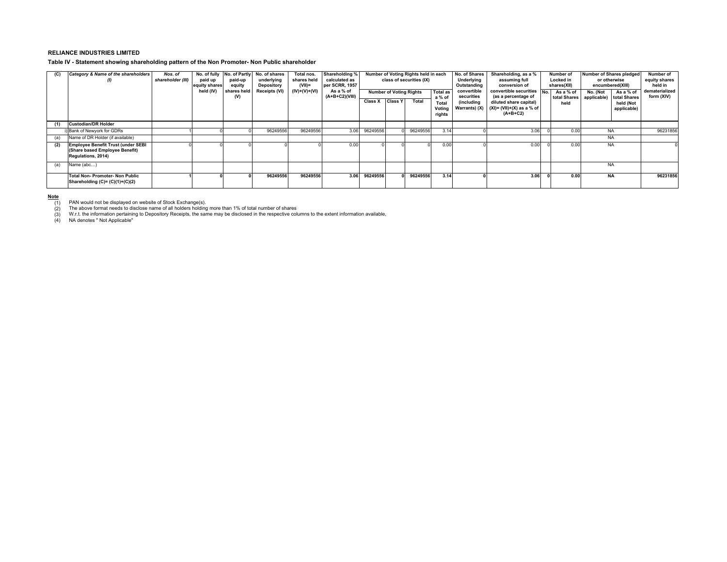**RELIANCE INDUSTRIES LIMITED**

**Table IV - Statement showing shareholding pattern of the Non Promoter- Non Public shareholder**

| (C) | Category & Name of the shareholders (I) | Nos. of shareholder (III) | No. of fully paid up equity shares held (IV) | No. of Partly paid-up equity shares held (V) | No. of shares underlying Depository Receipts (VI) | Total nos. shares held (VII)= (IV)+(V)+(VI) | Shareholding % calculated as per SCRR, 1957 As a % of (A+B+C2)(VIII) | Number of Voting Rights held in each class of securities (IX) | | | | No. of Shares Underlying Outstanding convertible securities (including Warrants) (X) | Shareholding, as a % assuming full conversion of convertible securities (as a percentage of diluted share capital) (XI)= (VII)+(X) as a % of (A+B+C2) | Number of Locked in shares(XII) | | Number of Shares pledged or otherwise encumbered(XIII) | | Number of equity shares held in dematerialized form (XIV) |
|---|---|---|---|---|---|---|---|---|---|---|---|---|---|---|---|---|---|---|
| | | | | | | | | Number of Voting Rights | | | Total as a % of Total Voting rights | | | No. | As a % of total Shares held | No. (Not applicable) | As a % of total Shares held (Not applicable) | |
| | | | | | | | | Class X | Class Y | Total | | | | | | | | |
| (1) | Custodian/DR Holder | | | | | | | | | | | | | | | | | |
| | i) Bank of Newyork for GDRs | 1 | 0 | 0 | 96249556 | 96249556 | 3.06 | 96249556 | 0 | 96249556 | 3.14 | 0 | 3.06 | 0 | 0.00 | NA | | 96231856 |
| (a) | Name of DR Holder (if available) | | | | | | | | | | | | | | | NA | | |
| (2) | Employee Benefit Trust (under SEBI (Share based Employee Benefit) Regulations, 2014) | 0 | 0 | 0 | 0 | 0 | 0.00 | 0 | 0 | 0 | 0.00 | 0 | 0.00 | 0 | 0.00 | NA | | 0 |
| (a) | Name (abc…) | | | | | | | | | | | | | | | NA | | |
| | **Total Non- Promoter- Non Public Shareholding (C)= (C)(1)+(C)(2)** | **1** | **0** | **0** | **96249556** | **96249556** | **3.06** | **96249556** | **0** | **96249556** | **3.14** | **0** | **3.06** | **0** | **0.00** | **NA** | | **96231856** |

**Note**

(1) PAN would not be displayed on website of Stock Exchange(s).

(2) The above format needs to disclose name of all holders holding more than 1% of total number of shares

(3) W.r.t. the information pertaining to Depository Receipts, the same may be disclosed in the respective columns to the extent information available,

(4) NA denotes " Not Applicable"